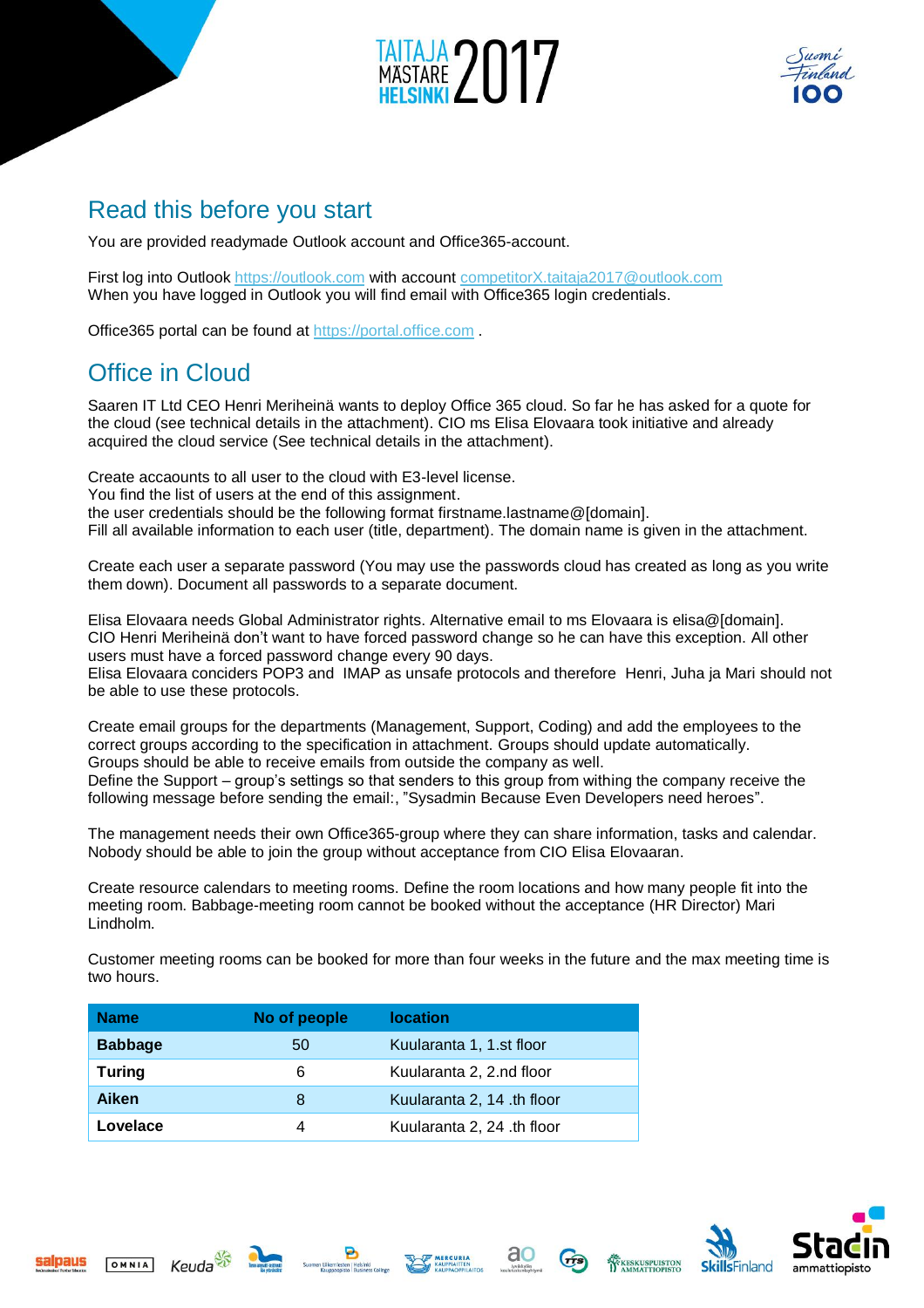## Read this before you start

You are provided readymade Outlook account and Office365-account.

First log into Outlook https://outlook.com with account competitorX.taitaja2017@outlook.com
When you have logged in Outlook you will find email with Office365 login credentials.

Office365 portal can be found at https://portal.office.com .

## Office in Cloud

Saaren IT Ltd CEO Henri Meriheinä wants to deploy Office 365 cloud. So far he has asked for a quote for the cloud (see technical details in the attachment). CIO ms Elisa Elovaara took initiative and already acquired the cloud service (See technical details in the attachment).

Create accaounts to all user to the cloud with E3-level license.
You find the list of users at the end of this assignment.
the user credentials should be the following format firstname.lastname@[domain].
Fill all available information to each user (title, department). The domain name is given in the attachment.

Create each user a separate password (You may use the passwords cloud has created as long as you write them down). Document all passwords to a separate document.

Elisa Elovaara needs Global Administrator rights. Alternative email to ms Elovaara is elisa@[domain].
CIO Henri Meriheinä don't want to have forced password change so he can have this exception. All other users must have a forced password change every 90 days.
Elisa Elovaara conciders POP3 and IMAP as unsafe protocols and therefore Henri, Juha ja Mari should not be able to use these protocols.

Create email groups for the departments (Management, Support, Coding) and add the employees to the correct groups according to the specification in attachment. Groups should update automatically.
Groups should be able to receive emails from outside the company as well.
Define the Support – group's settings so that senders to this group from withing the company receive the following message before sending the email:, "Sysadmin Because Even Developers need heroes".

The management needs their own Office365-group where they can share information, tasks and calendar. Nobody should be able to join the group without acceptance from CIO Elisa Elovaaran.

Create resource calendars to meeting rooms. Define the room locations and how many people fit into the meeting room. Babbage-meeting room cannot be booked without the acceptance (HR Director) Mari Lindholm.

Customer meeting rooms can be booked for more than four weeks in the future and the max meeting time is two hours.

| Name | No of people | location |
|---|---|---|
| **Babbage** | 50 | Kuularanta 1, 1.st floor |
| **Turing** | 6 | Kuularanta 2, 2.nd floor |
| **Aiken** | 8 | Kuularanta 2, 14 .th floor |
| **Lovelace** | 4 | Kuularanta 2, 24 .th floor |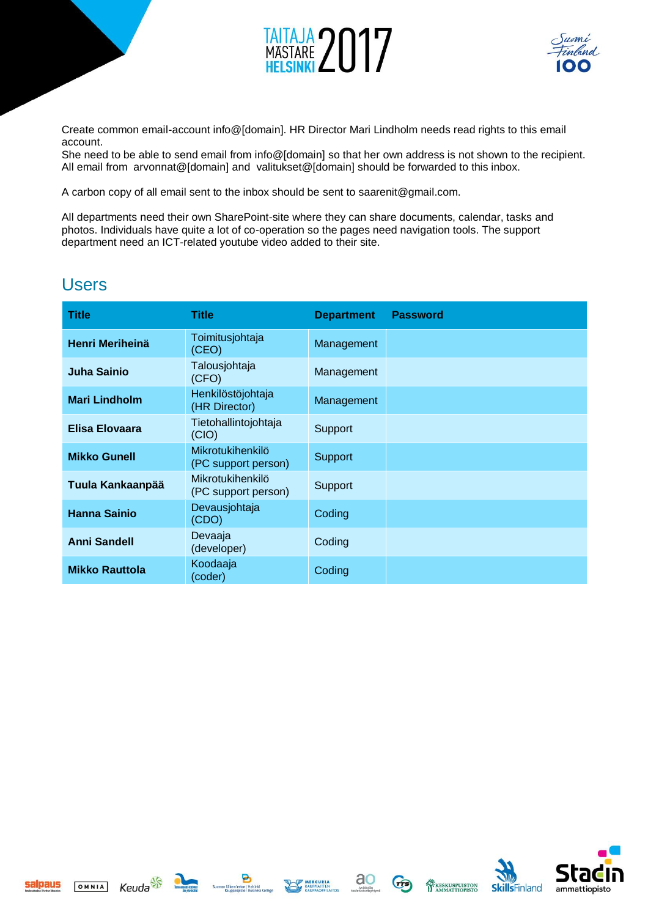Create common email-account info@[domain]. HR Director Mari Lindholm needs read rights to this email account.
She need to be able to send email from info@[domain] so that her own address is not shown to the recipient. All email from arvonnat@[domain] and valitukset@[domain] should be forwarded to this inbox.

A carbon copy of all email sent to the inbox should be sent to saarenit@gmail.com.

All departments need their own SharePoint-site where they can share documents, calendar, tasks and photos. Individuals have quite a lot of co-operation so the pages need navigation tools. The support department need an ICT-related youtube video added to their site.

## Users

| Title | Title | Department | Password |
|---|---|---|---|
| **Henri Meriheinä** | Toimitusjohtaja (CEO) | Management | |
| **Juha Sainio** | Talousjohtaja (CFO) | Management | |
| **Mari Lindholm** | Henkilöstöjohtaja (HR Director) | Management | |
| **Elisa Elovaara** | Tietohallintojohtaja (CIO) | Support | |
| **Mikko Gunell** | Mikrotukihenkilö (PC support person) | Support | |
| **Tuula Kankaanpää** | Mikrotukihenkilö (PC support person) | Support | |
| **Hanna Sainio** | Devausjohtaja (CDO) | Coding | |
| **Anni Sandell** | Devaaja (developer) | Coding | |
| **Mikko Rauttola** | Koodaaja (coder) | Coding | |